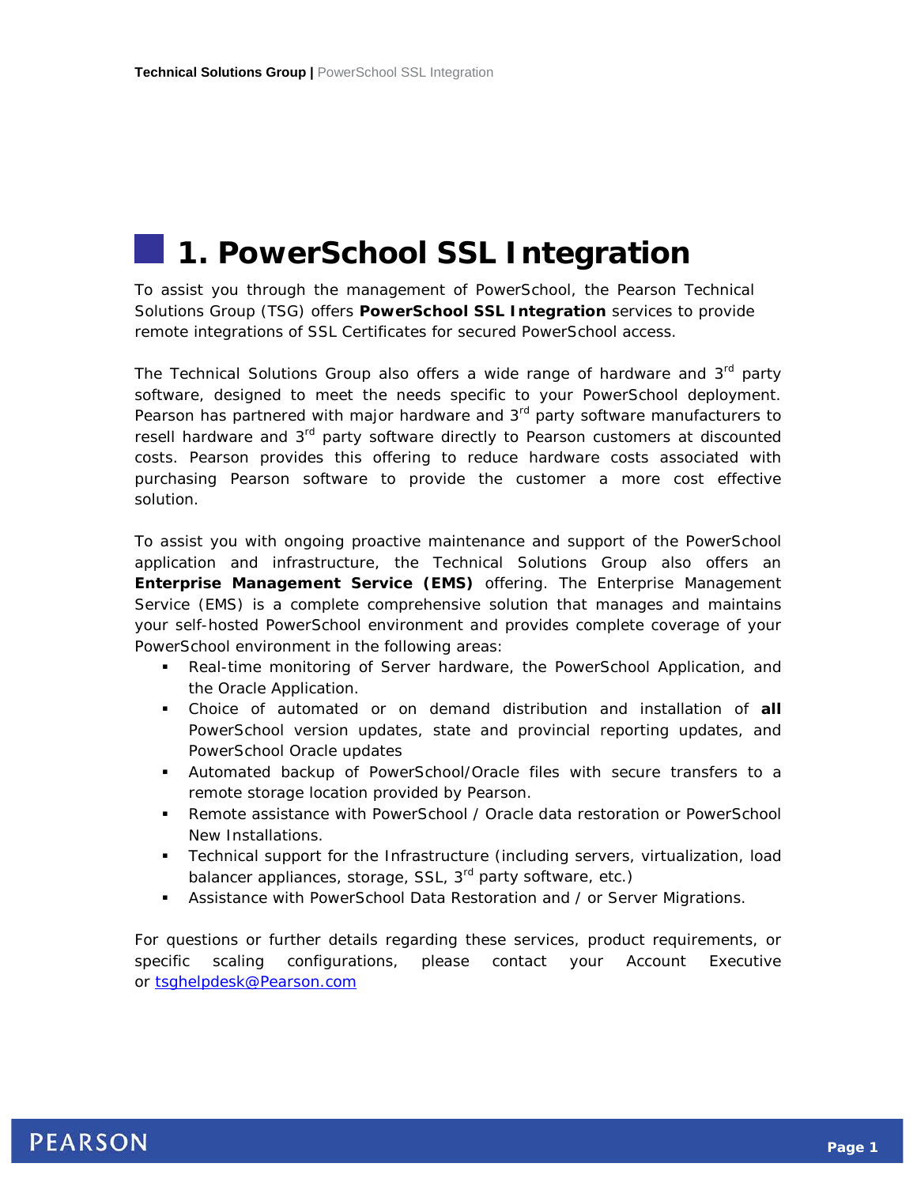# 1. PowerSchool SSL Integration

To assist you through the management of PowerSchool, the Pearson Technical Solutions Group (TSG) offers **PowerSchool SSL Integration** services to provide remote integrations of SSL Certificates for secured PowerSchool access.

The Technical Solutions Group also offers a wide range of hardware and 3rd party software, designed to meet the needs specific to your PowerSchool deployment. Pearson has partnered with major hardware and 3rd party software manufacturers to resell hardware and 3rd party software directly to Pearson customers at discounted costs. Pearson provides this offering to reduce hardware costs associated with purchasing Pearson software to provide the customer a more cost effective solution.

To assist you with ongoing proactive maintenance and support of the PowerSchool application and infrastructure, the Technical Solutions Group also offers an **Enterprise Management Service (EMS)** offering. The Enterprise Management Service (EMS) is a complete comprehensive solution that manages and maintains your self-hosted PowerSchool environment and provides complete coverage of your PowerSchool environment in the following areas:

- Real-time monitoring of Server hardware, the PowerSchool Application, and the Oracle Application.
- Choice of automated or on demand distribution and installation of **all** PowerSchool version updates, state and provincial reporting updates, and PowerSchool Oracle updates
- Automated backup of PowerSchool/Oracle files with secure transfers to a remote storage location provided by Pearson.
- Remote assistance with PowerSchool / Oracle data restoration or PowerSchool New Installations.
- Technical support for the Infrastructure (including servers, virtualization, load balancer appliances, storage, SSL, 3rd party software, etc.)
- Assistance with PowerSchool Data Restoration and / or Server Migrations.

For questions or further details regarding these services, product requirements, or specific scaling configurations, please contact your Account Executive or tsghelpdesk@Pearson.com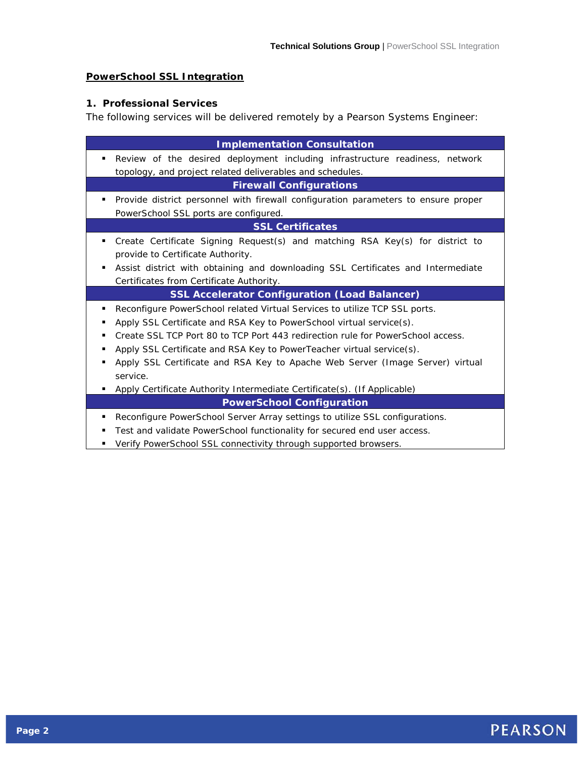## PowerSchool SSL Integration

### 1. Professional Services

The following services will be delivered remotely by a Pearson Systems Engineer:

| Implementation Consultation |
|---|
| ▪ Review of the desired deployment including infrastructure readiness, network topology, and project related deliverables and schedules. |
| **Firewall Configurations** |
| ▪ Provide district personnel with firewall configuration parameters to ensure proper PowerSchool SSL ports are configured. |
| **SSL Certificates** |
| ▪ Create Certificate Signing Request(s) and matching RSA Key(s) for district to provide to Certificate Authority.<br>▪ Assist district with obtaining and downloading SSL Certificates and Intermediate Certificates from Certificate Authority. |
| **SSL Accelerator Configuration (Load Balancer)** |
| ▪ Reconfigure PowerSchool related Virtual Services to utilize TCP SSL ports.<br>▪ Apply SSL Certificate and RSA Key to PowerSchool virtual service(s).<br>▪ Create SSL TCP Port 80 to TCP Port 443 redirection rule for PowerSchool access.<br>▪ Apply SSL Certificate and RSA Key to PowerTeacher virtual service(s).<br>▪ Apply SSL Certificate and RSA Key to Apache Web Server (Image Server) virtual service.<br>▪ Apply Certificate Authority Intermediate Certificate(s). (If Applicable) |
| **PowerSchool Configuration** |
| ▪ Reconfigure PowerSchool Server Array settings to utilize SSL configurations.<br>▪ Test and validate PowerSchool functionality for secured end user access.<br>▪ Verify PowerSchool SSL connectivity through supported browsers. |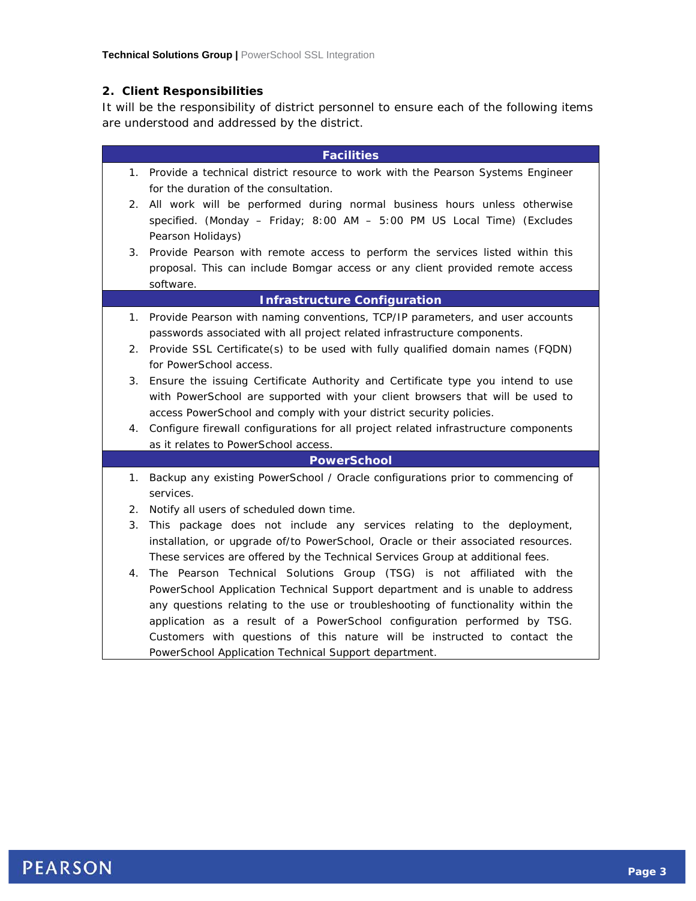## 2. Client Responsibilities

It will be the responsibility of district personnel to ensure each of the following items are understood and addressed by the district.

| Facilities |
| --- |
| 1. Provide a technical district resource to work with the Pearson Systems Engineer for the duration of the consultation.<br>2. All work will be performed during normal business hours unless otherwise specified. (Monday – Friday; 8:00 AM – 5:00 PM US Local Time) (Excludes Pearson Holidays)<br>3. Provide Pearson with remote access to perform the services listed within this proposal. This can include Bomgar access or any client provided remote access software. |
| **Infrastructure Configuration** |
| 1. Provide Pearson with naming conventions, TCP/IP parameters, and user accounts passwords associated with all project related infrastructure components.<br>2. Provide SSL Certificate(s) to be used with fully qualified domain names (FQDN) for PowerSchool access.<br>3. Ensure the issuing Certificate Authority and Certificate type you intend to use with PowerSchool are supported with your client browsers that will be used to access PowerSchool and comply with your district security policies.<br>4. Configure firewall configurations for all project related infrastructure components as it relates to PowerSchool access. |
| **PowerSchool** |
| 1. Backup any existing PowerSchool / Oracle configurations prior to commencing of services.<br>2. Notify all users of scheduled down time.<br>3. This package does not include any services relating to the deployment, installation, or upgrade of/to PowerSchool, Oracle or their associated resources. These services are offered by the Technical Services Group at additional fees.<br>4. The Pearson Technical Solutions Group (TSG) is not affiliated with the PowerSchool Application Technical Support department and is unable to address any questions relating to the use or troubleshooting of functionality within the application as a result of a PowerSchool configuration performed by TSG. Customers with questions of this nature will be instructed to contact the PowerSchool Application Technical Support department. |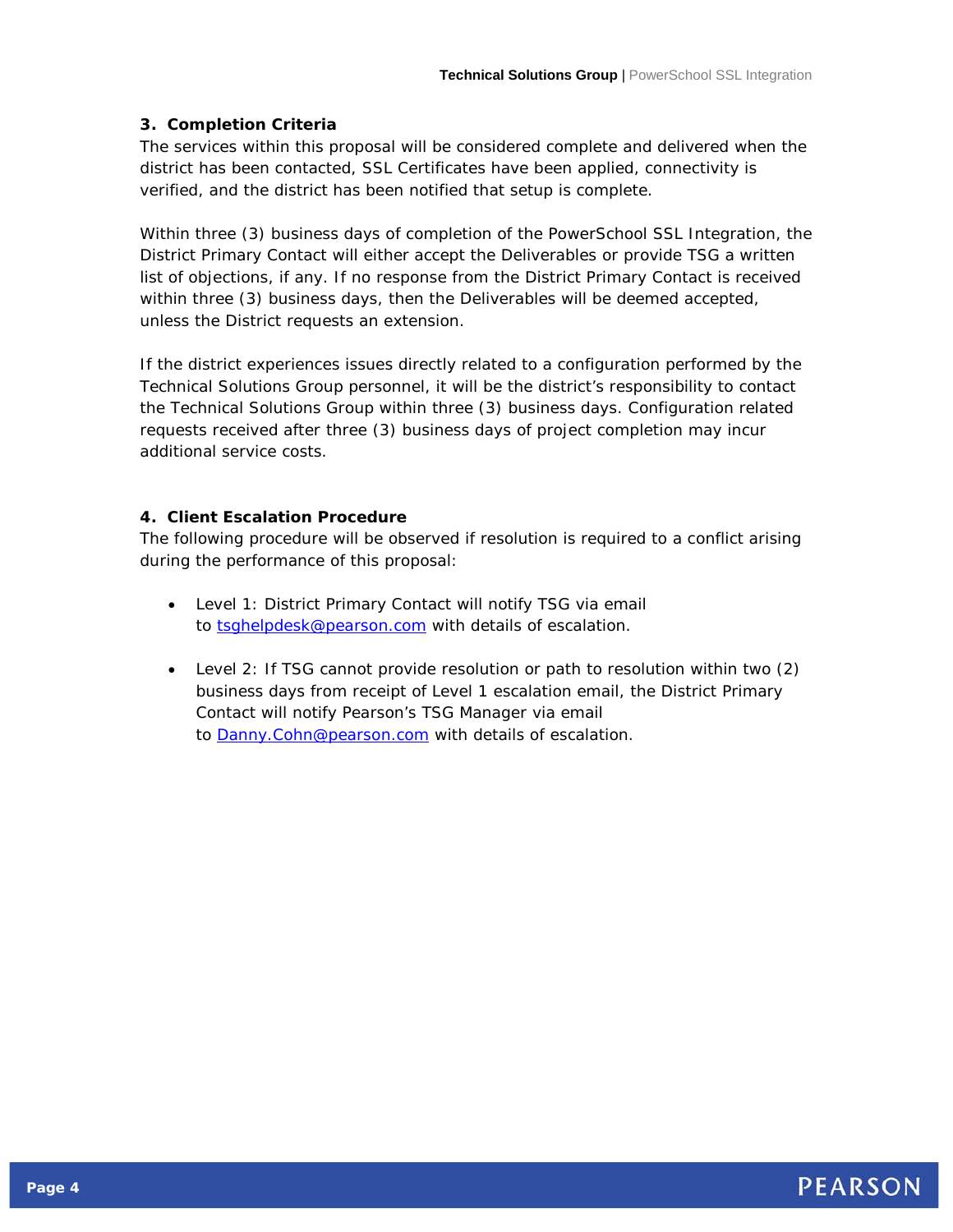## 3. Completion Criteria

The services within this proposal will be considered complete and delivered when the district has been contacted, SSL Certificates have been applied, connectivity is verified, and the district has been notified that setup is complete.

Within three (3) business days of completion of the PowerSchool SSL Integration, the District Primary Contact will either accept the Deliverables or provide TSG a written list of objections, if any. If no response from the District Primary Contact is received within three (3) business days, then the Deliverables will be deemed accepted, unless the District requests an extension.

If the district experiences issues directly related to a configuration performed by the Technical Solutions Group personnel, it will be the district's responsibility to contact the Technical Solutions Group within three (3) business days. Configuration related requests received after three (3) business days of project completion may incur additional service costs.

## 4. Client Escalation Procedure

The following procedure will be observed if resolution is required to a conflict arising during the performance of this proposal:

- Level 1: District Primary Contact will notify TSG via email to tsghelpdesk@pearson.com with details of escalation.
- Level 2: If TSG cannot provide resolution or path to resolution within two (2) business days from receipt of Level 1 escalation email, the District Primary Contact will notify Pearson's TSG Manager via email to Danny.Cohn@pearson.com with details of escalation.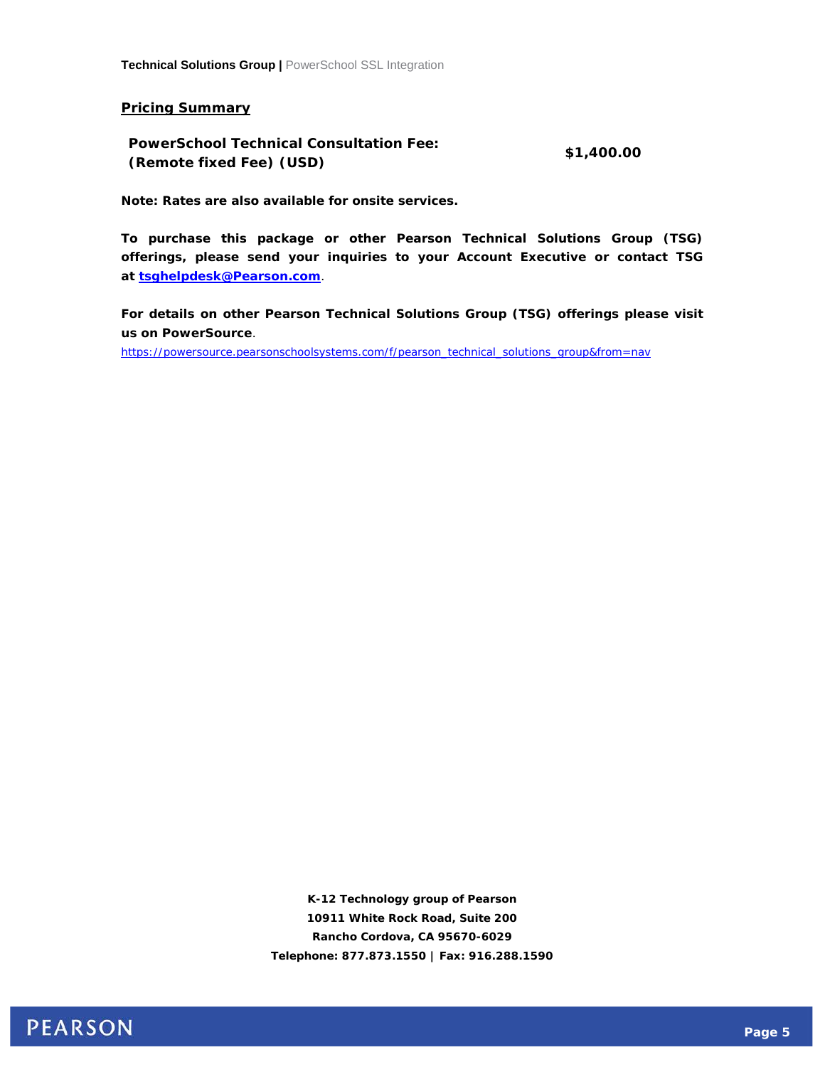## Pricing Summary

| | |
|---|---|
| **PowerSchool Technical Consultation Fee: (Remote fixed Fee) (USD)** | **$1,400.00** |

**Note: Rates are also available for onsite services.**

**To purchase this package or other Pearson Technical Solutions Group (TSG) offerings, please send your inquiries to your Account Executive or contact TSG at [tsghelpdesk@Pearson.com](mailto:tsghelpdesk@Pearson.com).**

**For details on other Pearson Technical Solutions Group (TSG) offerings please visit us on PowerSource.**

https://powersource.pearsonschoolsystems.com/f/pearson_technical_solutions_group&from=nav

**K-12 Technology group of Pearson**
**10911 White Rock Road, Suite 200**
**Rancho Cordova, CA 95670-6029**
**Telephone: 877.873.1550 | Fax: 916.288.1590**